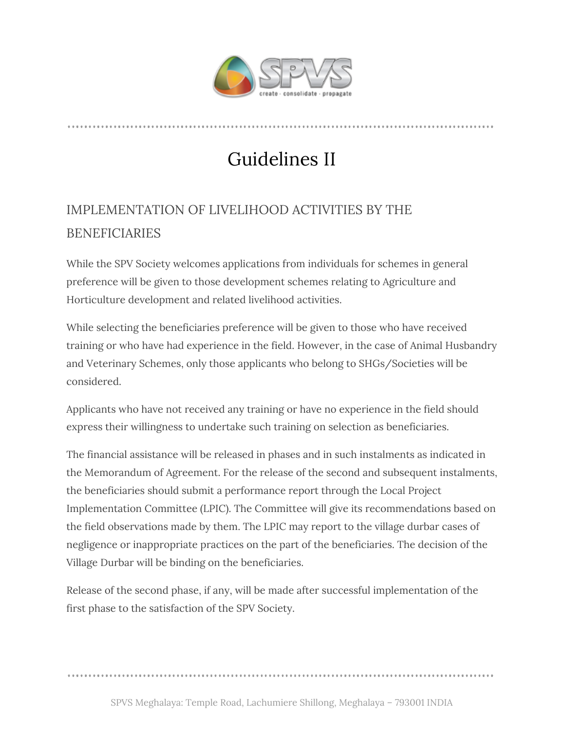# Guidelines II

## IMPLEMENTATION OF LIVELIHOOD ACTIVITIES BY THE BENEFICIARIES

While the SPV Society welcomes applications from individuals for schemes in general preference will be given to those development schemes relating to Agriculture and Horticulture development and related livelihood activities.

While selecting the beneficiaries preference will be given to those who have received training or who have had experience in the field. However, in the case of Animal Husbandry and Veterinary Schemes, only those applicants who belong to SHGs/Societies will be considered.

Applicants who have not received any training or have no experience in the field should express their willingness to undertake such training on selection as beneficiaries.

The financial assistance will be released in phases and in such instalments as indicated in the Memorandum of Agreement. For the release of the second and subsequent instalments, the beneficiaries should submit a performance report through the Local Project Implementation Committee (LPIC). The Committee will give its recommendations based on the field observations made by them. The LPIC may report to the village durbar cases of negligence or inappropriate practices on the part of the beneficiaries. The decision of the Village Durbar will be binding on the beneficiaries.

Release of the second phase, if any, will be made after successful implementation of the first phase to the satisfaction of the SPV Society.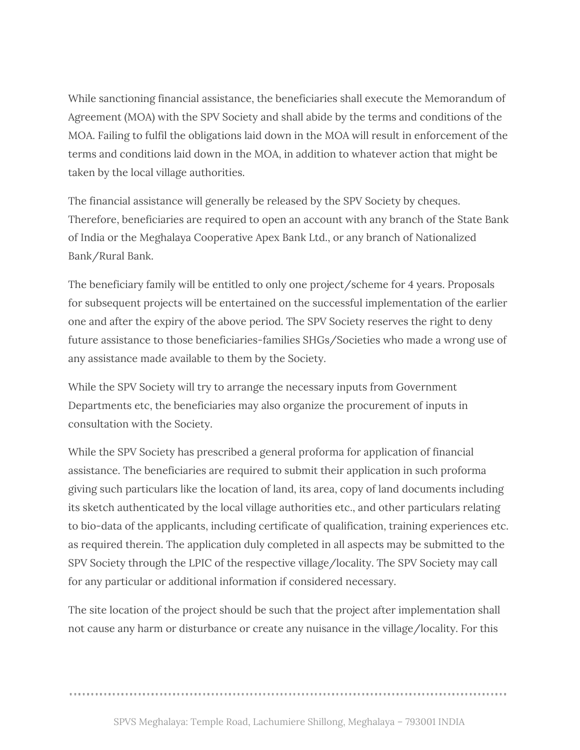While sanctioning financial assistance, the beneficiaries shall execute the Memorandum of Agreement (MOA) with the SPV Society and shall abide by the terms and conditions of the MOA. Failing to fulfil the obligations laid down in the MOA will result in enforcement of the terms and conditions laid down in the MOA, in addition to whatever action that might be taken by the local village authorities.

The financial assistance will generally be released by the SPV Society by cheques. Therefore, beneficiaries are required to open an account with any branch of the State Bank of India or the Meghalaya Cooperative Apex Bank Ltd., or any branch of Nationalized Bank/Rural Bank.

The beneficiary family will be entitled to only one project/scheme for 4 years. Proposals for subsequent projects will be entertained on the successful implementation of the earlier one and after the expiry of the above period. The SPV Society reserves the right to deny future assistance to those beneficiaries-families SHGs/Societies who made a wrong use of any assistance made available to them by the Society.

While the SPV Society will try to arrange the necessary inputs from Government Departments etc, the beneficiaries may also organize the procurement of inputs in consultation with the Society.

While the SPV Society has prescribed a general proforma for application of financial assistance. The beneficiaries are required to submit their application in such proforma giving such particulars like the location of land, its area, copy of land documents including its sketch authenticated by the local village authorities etc., and other particulars relating to bio-data of the applicants, including certificate of qualification, training experiences etc. as required therein. The application duly completed in all aspects may be submitted to the SPV Society through the LPIC of the respective village/locality. The SPV Society may call for any particular or additional information if considered necessary.

The site location of the project should be such that the project after implementation shall not cause any harm or disturbance or create any nuisance in the village/locality. For this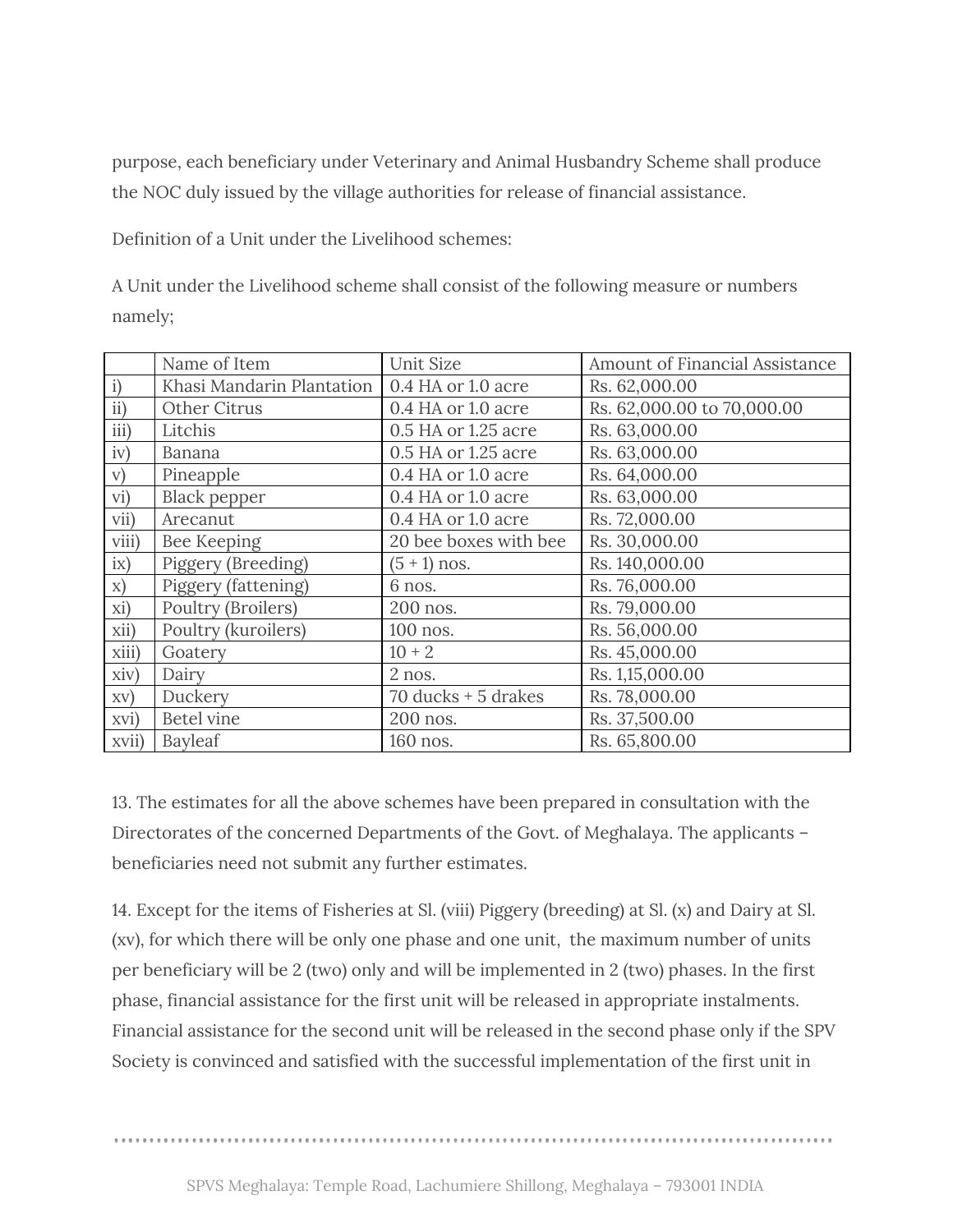purpose, each beneficiary under Veterinary and Animal Husbandry Scheme shall produce the NOC duly issued by the village authorities for release of financial assistance.

Definition of a Unit under the Livelihood schemes:

A Unit under the Livelihood scheme shall consist of the following measure or numbers namely;

| | Name of Item | Unit Size | Amount of Financial Assistance |
|---|---|---|---|
| i) | Khasi Mandarin Plantation | 0.4 HA or 1.0 acre | Rs. 62,000.00 |
| ii) | Other Citrus | 0.4 HA or 1.0 acre | Rs. 62,000.00 to 70,000.00 |
| iii) | Litchis | 0.5 HA or 1.25 acre | Rs. 63,000.00 |
| iv) | Banana | 0.5 HA or 1.25 acre | Rs. 63,000.00 |
| v) | Pineapple | 0.4 HA or 1.0 acre | Rs. 64,000.00 |
| vi) | Black pepper | 0.4 HA or 1.0 acre | Rs. 63,000.00 |
| vii) | Arecanut | 0.4 HA or 1.0 acre | Rs. 72,000.00 |
| viii) | Bee Keeping | 20 bee boxes with bee | Rs. 30,000.00 |
| ix) | Piggery (Breeding) | (5 + 1) nos. | Rs. 140,000.00 |
| x) | Piggery (fattening) | 6 nos. | Rs. 76,000.00 |
| xi) | Poultry (Broilers) | 200 nos. | Rs. 79,000.00 |
| xii) | Poultry (kuroilers) | 100 nos. | Rs. 56,000.00 |
| xiii) | Goatery | 10 + 2 | Rs. 45,000.00 |
| xiv) | Dairy | 2 nos. | Rs. 1,15,000.00 |
| xv) | Duckery | 70 ducks + 5 drakes | Rs. 78,000.00 |
| xvi) | Betel vine | 200 nos. | Rs. 37,500.00 |
| xvii) | Bayleaf | 160 nos. | Rs. 65,800.00 |

13. The estimates for all the above schemes have been prepared in consultation with the Directorates of the concerned Departments of the Govt. of Meghalaya. The applicants – beneficiaries need not submit any further estimates.

14. Except for the items of Fisheries at Sl. (viii) Piggery (breeding) at Sl. (x) and Dairy at Sl. (xv), for which there will be only one phase and one unit, the maximum number of units per beneficiary will be 2 (two) only and will be implemented in 2 (two) phases. In the first phase, financial assistance for the first unit will be released in appropriate instalments. Financial assistance for the second unit will be released in the second phase only if the SPV Society is convinced and satisfied with the successful implementation of the first unit in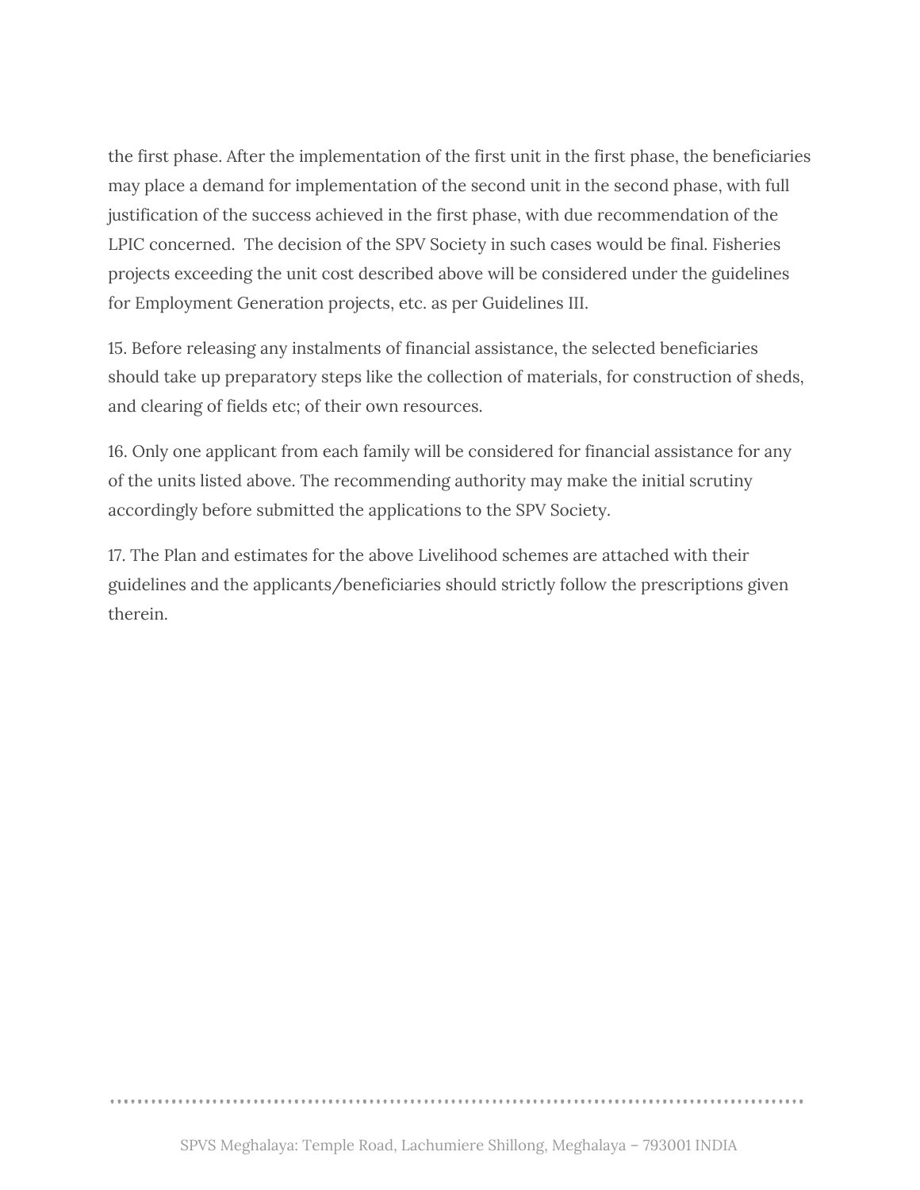the first phase. After the implementation of the first unit in the first phase, the beneficiaries may place a demand for implementation of the second unit in the second phase, with full justification of the success achieved in the first phase, with due recommendation of the LPIC concerned.  The decision of the SPV Society in such cases would be final. Fisheries projects exceeding the unit cost described above will be considered under the guidelines for Employment Generation projects, etc. as per Guidelines III.

15. Before releasing any instalments of financial assistance, the selected beneficiaries should take up preparatory steps like the collection of materials, for construction of sheds, and clearing of fields etc; of their own resources.

16. Only one applicant from each family will be considered for financial assistance for any of the units listed above. The recommending authority may make the initial scrutiny accordingly before submitted the applications to the SPV Society.

17. The Plan and estimates for the above Livelihood schemes are attached with their guidelines and the applicants/beneficiaries should strictly follow the prescriptions given therein.